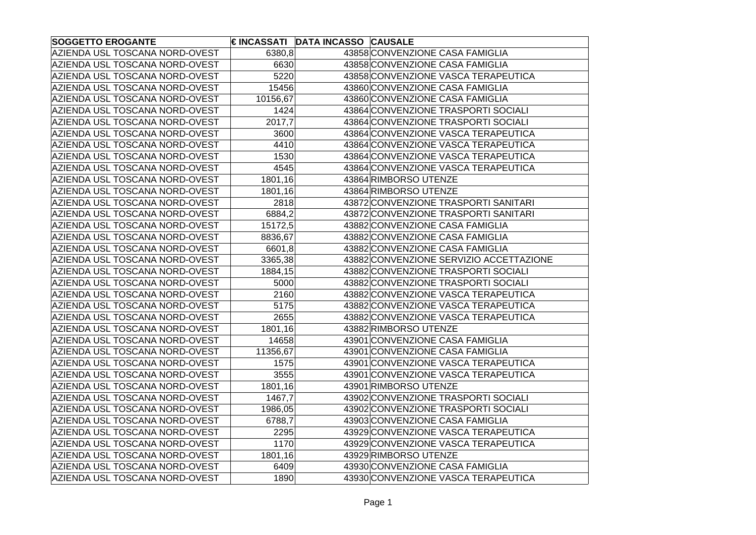| SOGGETTO EROGANTE | € INCASSATI | DATA INCASSO | CAUSALE |
|---|---|---|---|
| AZIENDA USL TOSCANA NORD-OVEST | 6380,8 | 43858 | CONVENZIONE CASA FAMIGLIA |
| AZIENDA USL TOSCANA NORD-OVEST | 6630 | 43858 | CONVENZIONE CASA FAMIGLIA |
| AZIENDA USL TOSCANA NORD-OVEST | 5220 | 43858 | CONVENZIONE VASCA TERAPEUTICA |
| AZIENDA USL TOSCANA NORD-OVEST | 15456 | 43860 | CONVENZIONE CASA FAMIGLIA |
| AZIENDA USL TOSCANA NORD-OVEST | 10156,67 | 43860 | CONVENZIONE CASA FAMIGLIA |
| AZIENDA USL TOSCANA NORD-OVEST | 1424 | 43864 | CONVENZIONE TRASPORTI SOCIALI |
| AZIENDA USL TOSCANA NORD-OVEST | 2017,7 | 43864 | CONVENZIONE TRASPORTI SOCIALI |
| AZIENDA USL TOSCANA NORD-OVEST | 3600 | 43864 | CONVENZIONE VASCA TERAPEUTICA |
| AZIENDA USL TOSCANA NORD-OVEST | 4410 | 43864 | CONVENZIONE VASCA TERAPEUTICA |
| AZIENDA USL TOSCANA NORD-OVEST | 1530 | 43864 | CONVENZIONE VASCA TERAPEUTICA |
| AZIENDA USL TOSCANA NORD-OVEST | 4545 | 43864 | CONVENZIONE VASCA TERAPEUTICA |
| AZIENDA USL TOSCANA NORD-OVEST | 1801,16 | 43864 | RIMBORSO UTENZE |
| AZIENDA USL TOSCANA NORD-OVEST | 1801,16 | 43864 | RIMBORSO UTENZE |
| AZIENDA USL TOSCANA NORD-OVEST | 2818 | 43872 | CONVENZIONE TRASPORTI SANITARI |
| AZIENDA USL TOSCANA NORD-OVEST | 6884,2 | 43872 | CONVENZIONE TRASPORTI SANITARI |
| AZIENDA USL TOSCANA NORD-OVEST | 15172,5 | 43882 | CONVENZIONE CASA FAMIGLIA |
| AZIENDA USL TOSCANA NORD-OVEST | 8836,67 | 43882 | CONVENZIONE CASA FAMIGLIA |
| AZIENDA USL TOSCANA NORD-OVEST | 6601,8 | 43882 | CONVENZIONE CASA FAMIGLIA |
| AZIENDA USL TOSCANA NORD-OVEST | 3365,38 | 43882 | CONVENZIONE SERVIZIO ACCETTAZIONE |
| AZIENDA USL TOSCANA NORD-OVEST | 1884,15 | 43882 | CONVENZIONE TRASPORTI SOCIALI |
| AZIENDA USL TOSCANA NORD-OVEST | 5000 | 43882 | CONVENZIONE TRASPORTI SOCIALI |
| AZIENDA USL TOSCANA NORD-OVEST | 2160 | 43882 | CONVENZIONE VASCA TERAPEUTICA |
| AZIENDA USL TOSCANA NORD-OVEST | 5175 | 43882 | CONVENZIONE VASCA TERAPEUTICA |
| AZIENDA USL TOSCANA NORD-OVEST | 2655 | 43882 | CONVENZIONE VASCA TERAPEUTICA |
| AZIENDA USL TOSCANA NORD-OVEST | 1801,16 | 43882 | RIMBORSO UTENZE |
| AZIENDA USL TOSCANA NORD-OVEST | 14658 | 43901 | CONVENZIONE CASA FAMIGLIA |
| AZIENDA USL TOSCANA NORD-OVEST | 11356,67 | 43901 | CONVENZIONE CASA FAMIGLIA |
| AZIENDA USL TOSCANA NORD-OVEST | 1575 | 43901 | CONVENZIONE VASCA TERAPEUTICA |
| AZIENDA USL TOSCANA NORD-OVEST | 3555 | 43901 | CONVENZIONE VASCA TERAPEUTICA |
| AZIENDA USL TOSCANA NORD-OVEST | 1801,16 | 43901 | RIMBORSO UTENZE |
| AZIENDA USL TOSCANA NORD-OVEST | 1467,7 | 43902 | CONVENZIONE TRASPORTI SOCIALI |
| AZIENDA USL TOSCANA NORD-OVEST | 1986,05 | 43902 | CONVENZIONE TRASPORTI SOCIALI |
| AZIENDA USL TOSCANA NORD-OVEST | 6788,7 | 43903 | CONVENZIONE CASA FAMIGLIA |
| AZIENDA USL TOSCANA NORD-OVEST | 2295 | 43929 | CONVENZIONE VASCA TERAPEUTICA |
| AZIENDA USL TOSCANA NORD-OVEST | 1170 | 43929 | CONVENZIONE VASCA TERAPEUTICA |
| AZIENDA USL TOSCANA NORD-OVEST | 1801,16 | 43929 | RIMBORSO UTENZE |
| AZIENDA USL TOSCANA NORD-OVEST | 6409 | 43930 | CONVENZIONE CASA FAMIGLIA |
| AZIENDA USL TOSCANA NORD-OVEST | 1890 | 43930 | CONVENZIONE VASCA TERAPEUTICA |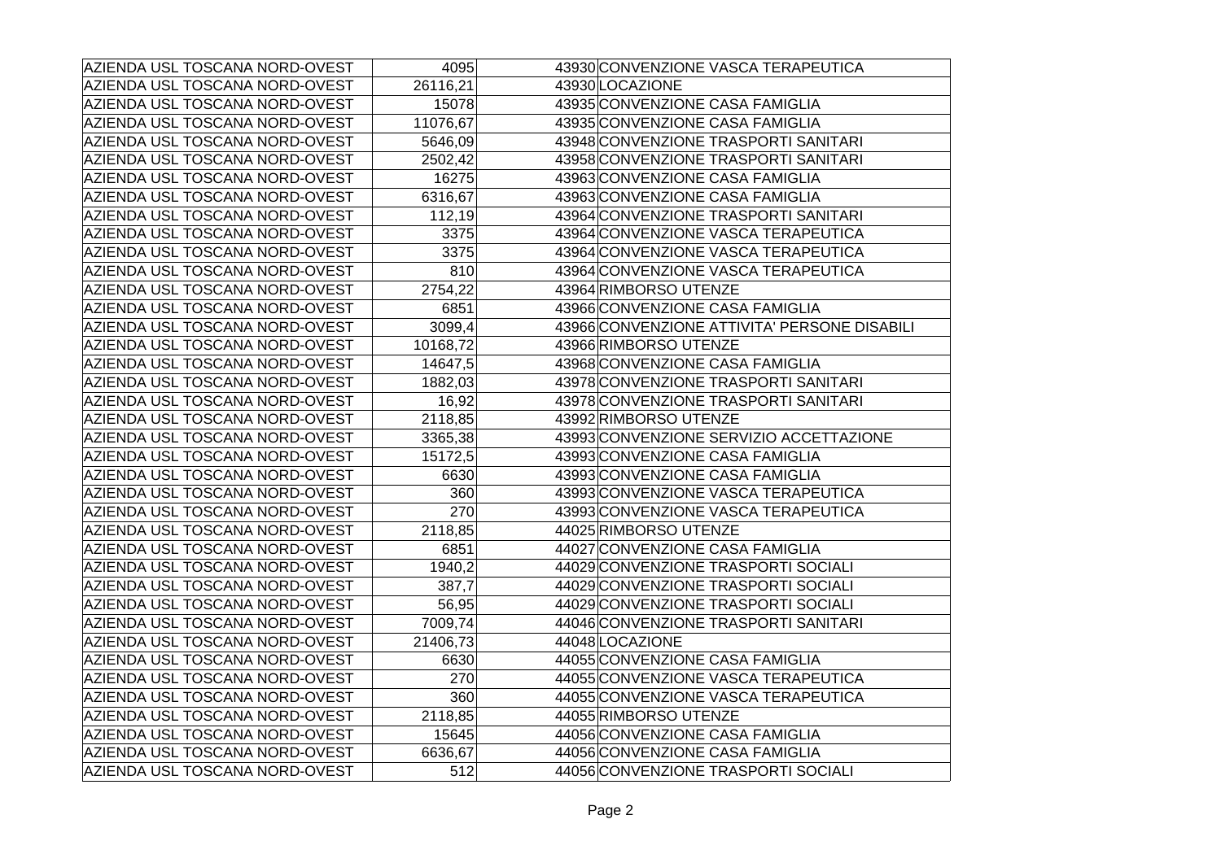| | | | |
|---|---|---|---|
| AZIENDA USL TOSCANA NORD-OVEST | 4095 | 43930 | CONVENZIONE VASCA TERAPEUTICA |
| AZIENDA USL TOSCANA NORD-OVEST | 26116,21 | 43930 | LOCAZIONE |
| AZIENDA USL TOSCANA NORD-OVEST | 15078 | 43935 | CONVENZIONE CASA FAMIGLIA |
| AZIENDA USL TOSCANA NORD-OVEST | 11076,67 | 43935 | CONVENZIONE CASA FAMIGLIA |
| AZIENDA USL TOSCANA NORD-OVEST | 5646,09 | 43948 | CONVENZIONE TRASPORTI SANITARI |
| AZIENDA USL TOSCANA NORD-OVEST | 2502,42 | 43958 | CONVENZIONE TRASPORTI SANITARI |
| AZIENDA USL TOSCANA NORD-OVEST | 16275 | 43963 | CONVENZIONE CASA FAMIGLIA |
| AZIENDA USL TOSCANA NORD-OVEST | 6316,67 | 43963 | CONVENZIONE CASA FAMIGLIA |
| AZIENDA USL TOSCANA NORD-OVEST | 112,19 | 43964 | CONVENZIONE TRASPORTI SANITARI |
| AZIENDA USL TOSCANA NORD-OVEST | 3375 | 43964 | CONVENZIONE VASCA TERAPEUTICA |
| AZIENDA USL TOSCANA NORD-OVEST | 3375 | 43964 | CONVENZIONE VASCA TERAPEUTICA |
| AZIENDA USL TOSCANA NORD-OVEST | 810 | 43964 | CONVENZIONE VASCA TERAPEUTICA |
| AZIENDA USL TOSCANA NORD-OVEST | 2754,22 | 43964 | RIMBORSO UTENZE |
| AZIENDA USL TOSCANA NORD-OVEST | 6851 | 43966 | CONVENZIONE CASA FAMIGLIA |
| AZIENDA USL TOSCANA NORD-OVEST | 3099,4 | 43966 | CONVENZIONE ATTIVITA' PERSONE DISABILI |
| AZIENDA USL TOSCANA NORD-OVEST | 10168,72 | 43966 | RIMBORSO UTENZE |
| AZIENDA USL TOSCANA NORD-OVEST | 14647,5 | 43968 | CONVENZIONE CASA FAMIGLIA |
| AZIENDA USL TOSCANA NORD-OVEST | 1882,03 | 43978 | CONVENZIONE TRASPORTI SANITARI |
| AZIENDA USL TOSCANA NORD-OVEST | 16,92 | 43978 | CONVENZIONE TRASPORTI SANITARI |
| AZIENDA USL TOSCANA NORD-OVEST | 2118,85 | 43992 | RIMBORSO UTENZE |
| AZIENDA USL TOSCANA NORD-OVEST | 3365,38 | 43993 | CONVENZIONE SERVIZIO ACCETTAZIONE |
| AZIENDA USL TOSCANA NORD-OVEST | 15172,5 | 43993 | CONVENZIONE CASA FAMIGLIA |
| AZIENDA USL TOSCANA NORD-OVEST | 6630 | 43993 | CONVENZIONE CASA FAMIGLIA |
| AZIENDA USL TOSCANA NORD-OVEST | 360 | 43993 | CONVENZIONE VASCA TERAPEUTICA |
| AZIENDA USL TOSCANA NORD-OVEST | 270 | 43993 | CONVENZIONE VASCA TERAPEUTICA |
| AZIENDA USL TOSCANA NORD-OVEST | 2118,85 | 44025 | RIMBORSO UTENZE |
| AZIENDA USL TOSCANA NORD-OVEST | 6851 | 44027 | CONVENZIONE CASA FAMIGLIA |
| AZIENDA USL TOSCANA NORD-OVEST | 1940,2 | 44029 | CONVENZIONE TRASPORTI SOCIALI |
| AZIENDA USL TOSCANA NORD-OVEST | 387,7 | 44029 | CONVENZIONE TRASPORTI SOCIALI |
| AZIENDA USL TOSCANA NORD-OVEST | 56,95 | 44029 | CONVENZIONE TRASPORTI SOCIALI |
| AZIENDA USL TOSCANA NORD-OVEST | 7009,74 | 44046 | CONVENZIONE TRASPORTI SANITARI |
| AZIENDA USL TOSCANA NORD-OVEST | 21406,73 | 44048 | LOCAZIONE |
| AZIENDA USL TOSCANA NORD-OVEST | 6630 | 44055 | CONVENZIONE CASA FAMIGLIA |
| AZIENDA USL TOSCANA NORD-OVEST | 270 | 44055 | CONVENZIONE VASCA TERAPEUTICA |
| AZIENDA USL TOSCANA NORD-OVEST | 360 | 44055 | CONVENZIONE VASCA TERAPEUTICA |
| AZIENDA USL TOSCANA NORD-OVEST | 2118,85 | 44055 | RIMBORSO UTENZE |
| AZIENDA USL TOSCANA NORD-OVEST | 15645 | 44056 | CONVENZIONE CASA FAMIGLIA |
| AZIENDA USL TOSCANA NORD-OVEST | 6636,67 | 44056 | CONVENZIONE CASA FAMIGLIA |
| AZIENDA USL TOSCANA NORD-OVEST | 512 | 44056 | CONVENZIONE TRASPORTI SOCIALI |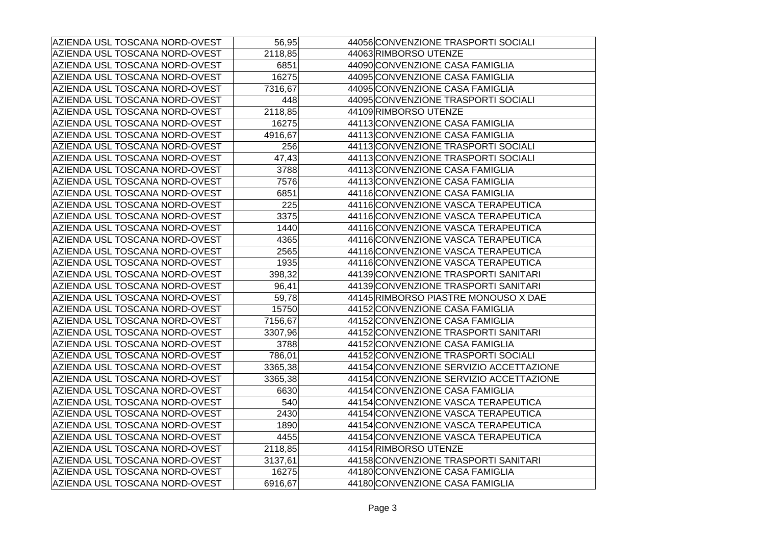| | | | |
|---|---|---|---|
| AZIENDA USL TOSCANA NORD-OVEST | 56,95 | 44056 | CONVENZIONE TRASPORTI SOCIALI |
| AZIENDA USL TOSCANA NORD-OVEST | 2118,85 | 44063 | RIMBORSO UTENZE |
| AZIENDA USL TOSCANA NORD-OVEST | 6851 | 44090 | CONVENZIONE CASA FAMIGLIA |
| AZIENDA USL TOSCANA NORD-OVEST | 16275 | 44095 | CONVENZIONE CASA FAMIGLIA |
| AZIENDA USL TOSCANA NORD-OVEST | 7316,67 | 44095 | CONVENZIONE CASA FAMIGLIA |
| AZIENDA USL TOSCANA NORD-OVEST | 448 | 44095 | CONVENZIONE TRASPORTI SOCIALI |
| AZIENDA USL TOSCANA NORD-OVEST | 2118,85 | 44109 | RIMBORSO UTENZE |
| AZIENDA USL TOSCANA NORD-OVEST | 16275 | 44113 | CONVENZIONE CASA FAMIGLIA |
| AZIENDA USL TOSCANA NORD-OVEST | 4916,67 | 44113 | CONVENZIONE CASA FAMIGLIA |
| AZIENDA USL TOSCANA NORD-OVEST | 256 | 44113 | CONVENZIONE TRASPORTI SOCIALI |
| AZIENDA USL TOSCANA NORD-OVEST | 47,43 | 44113 | CONVENZIONE TRASPORTI SOCIALI |
| AZIENDA USL TOSCANA NORD-OVEST | 3788 | 44113 | CONVENZIONE CASA FAMIGLIA |
| AZIENDA USL TOSCANA NORD-OVEST | 7576 | 44113 | CONVENZIONE CASA FAMIGLIA |
| AZIENDA USL TOSCANA NORD-OVEST | 6851 | 44116 | CONVENZIONE CASA FAMIGLIA |
| AZIENDA USL TOSCANA NORD-OVEST | 225 | 44116 | CONVENZIONE VASCA TERAPEUTICA |
| AZIENDA USL TOSCANA NORD-OVEST | 3375 | 44116 | CONVENZIONE VASCA TERAPEUTICA |
| AZIENDA USL TOSCANA NORD-OVEST | 1440 | 44116 | CONVENZIONE VASCA TERAPEUTICA |
| AZIENDA USL TOSCANA NORD-OVEST | 4365 | 44116 | CONVENZIONE VASCA TERAPEUTICA |
| AZIENDA USL TOSCANA NORD-OVEST | 2565 | 44116 | CONVENZIONE VASCA TERAPEUTICA |
| AZIENDA USL TOSCANA NORD-OVEST | 1935 | 44116 | CONVENZIONE VASCA TERAPEUTICA |
| AZIENDA USL TOSCANA NORD-OVEST | 398,32 | 44139 | CONVENZIONE TRASPORTI SANITARI |
| AZIENDA USL TOSCANA NORD-OVEST | 96,41 | 44139 | CONVENZIONE TRASPORTI SANITARI |
| AZIENDA USL TOSCANA NORD-OVEST | 59,78 | 44145 | RIMBORSO PIASTRE MONOUSO X DAE |
| AZIENDA USL TOSCANA NORD-OVEST | 15750 | 44152 | CONVENZIONE CASA FAMIGLIA |
| AZIENDA USL TOSCANA NORD-OVEST | 7156,67 | 44152 | CONVENZIONE CASA FAMIGLIA |
| AZIENDA USL TOSCANA NORD-OVEST | 3307,96 | 44152 | CONVENZIONE TRASPORTI SANITARI |
| AZIENDA USL TOSCANA NORD-OVEST | 3788 | 44152 | CONVENZIONE CASA FAMIGLIA |
| AZIENDA USL TOSCANA NORD-OVEST | 786,01 | 44152 | CONVENZIONE TRASPORTI SOCIALI |
| AZIENDA USL TOSCANA NORD-OVEST | 3365,38 | 44154 | CONVENZIONE SERVIZIO ACCETTAZIONE |
| AZIENDA USL TOSCANA NORD-OVEST | 3365,38 | 44154 | CONVENZIONE SERVIZIO ACCETTAZIONE |
| AZIENDA USL TOSCANA NORD-OVEST | 6630 | 44154 | CONVENZIONE CASA FAMIGLIA |
| AZIENDA USL TOSCANA NORD-OVEST | 540 | 44154 | CONVENZIONE VASCA TERAPEUTICA |
| AZIENDA USL TOSCANA NORD-OVEST | 2430 | 44154 | CONVENZIONE VASCA TERAPEUTICA |
| AZIENDA USL TOSCANA NORD-OVEST | 1890 | 44154 | CONVENZIONE VASCA TERAPEUTICA |
| AZIENDA USL TOSCANA NORD-OVEST | 4455 | 44154 | CONVENZIONE VASCA TERAPEUTICA |
| AZIENDA USL TOSCANA NORD-OVEST | 2118,85 | 44154 | RIMBORSO UTENZE |
| AZIENDA USL TOSCANA NORD-OVEST | 3137,61 | 44158 | CONVENZIONE TRASPORTI SANITARI |
| AZIENDA USL TOSCANA NORD-OVEST | 16275 | 44180 | CONVENZIONE CASA FAMIGLIA |
| AZIENDA USL TOSCANA NORD-OVEST | 6916,67 | 44180 | CONVENZIONE CASA FAMIGLIA |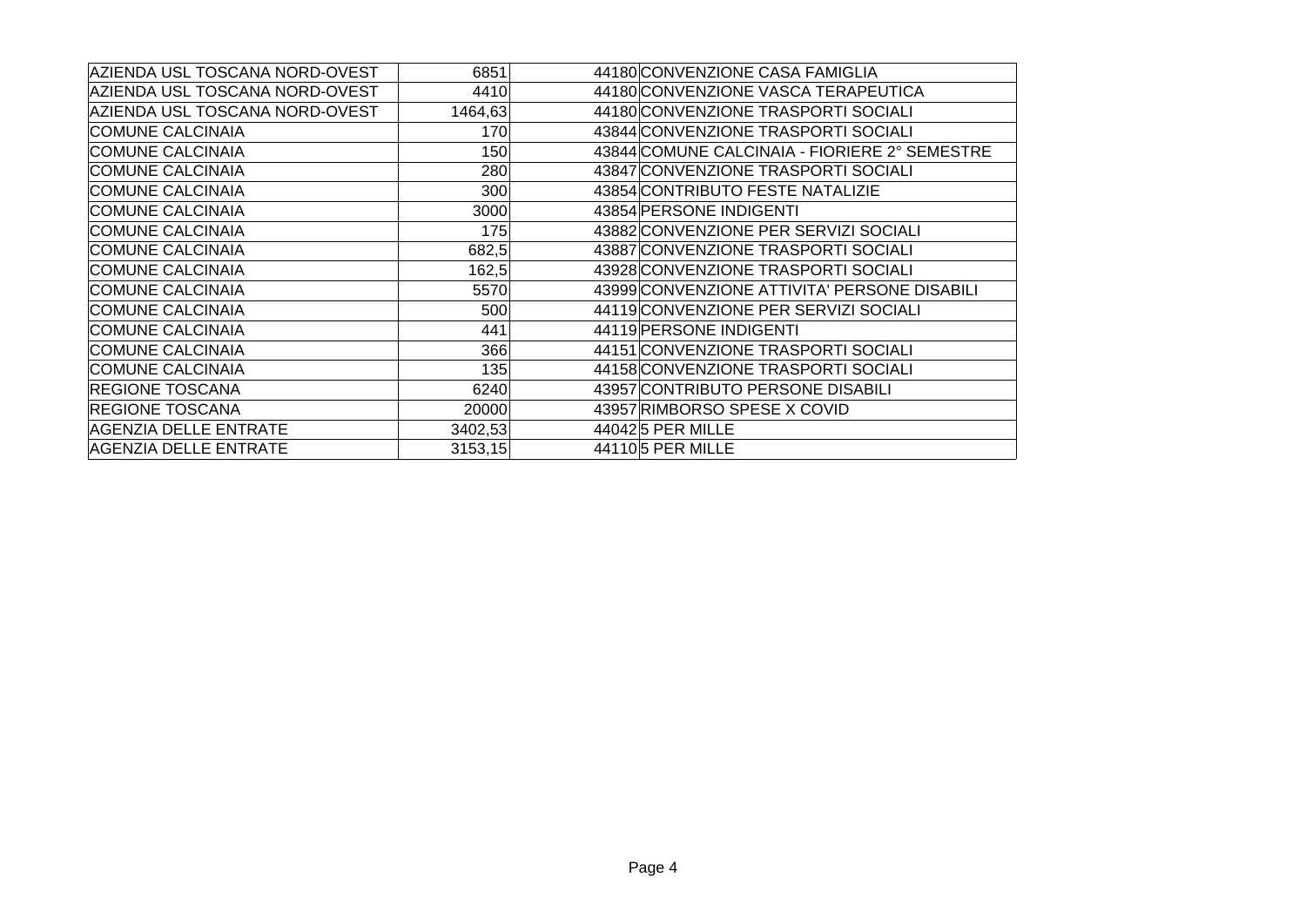| | | | |
|---|---|---|---|
| AZIENDA USL TOSCANA NORD-OVEST | 6851 | 44180 | CONVENZIONE CASA FAMIGLIA |
| AZIENDA USL TOSCANA NORD-OVEST | 4410 | 44180 | CONVENZIONE VASCA TERAPEUTICA |
| AZIENDA USL TOSCANA NORD-OVEST | 1464,63 | 44180 | CONVENZIONE TRASPORTI SOCIALI |
| COMUNE CALCINAIA | 170 | 43844 | CONVENZIONE TRASPORTI SOCIALI |
| COMUNE CALCINAIA | 150 | 43844 | COMUNE CALCINAIA - FIORIERE 2° SEMESTRE |
| COMUNE CALCINAIA | 280 | 43847 | CONVENZIONE TRASPORTI SOCIALI |
| COMUNE CALCINAIA | 300 | 43854 | CONTRIBUTO FESTE NATALIZIE |
| COMUNE CALCINAIA | 3000 | 43854 | PERSONE INDIGENTI |
| COMUNE CALCINAIA | 175 | 43882 | CONVENZIONE PER SERVIZI SOCIALI |
| COMUNE CALCINAIA | 682,5 | 43887 | CONVENZIONE TRASPORTI SOCIALI |
| COMUNE CALCINAIA | 162,5 | 43928 | CONVENZIONE TRASPORTI SOCIALI |
| COMUNE CALCINAIA | 5570 | 43999 | CONVENZIONE ATTIVITA' PERSONE DISABILI |
| COMUNE CALCINAIA | 500 | 44119 | CONVENZIONE PER SERVIZI SOCIALI |
| COMUNE CALCINAIA | 441 | 44119 | PERSONE INDIGENTI |
| COMUNE CALCINAIA | 366 | 44151 | CONVENZIONE TRASPORTI SOCIALI |
| COMUNE CALCINAIA | 135 | 44158 | CONVENZIONE TRASPORTI SOCIALI |
| REGIONE TOSCANA | 6240 | 43957 | CONTRIBUTO PERSONE DISABILI |
| REGIONE TOSCANA | 20000 | 43957 | RIMBORSO SPESE X COVID |
| AGENZIA DELLE ENTRATE | 3402,53 | 44042 | 5 PER MILLE |
| AGENZIA DELLE ENTRATE | 3153,15 | 44110 | 5 PER MILLE |